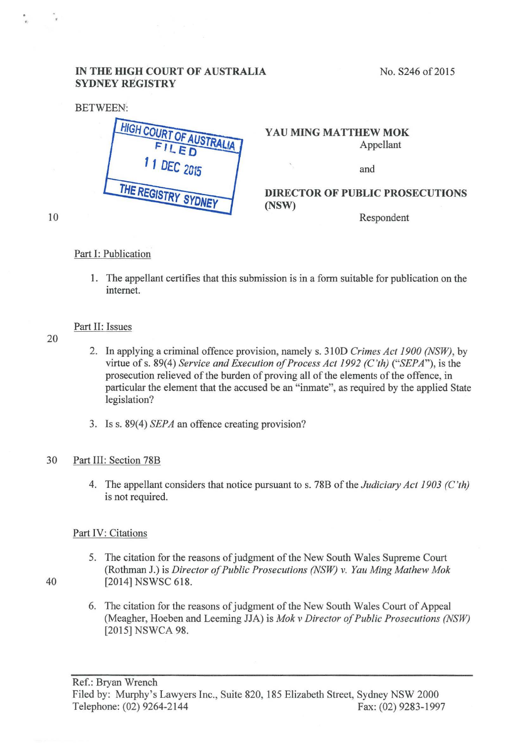**IN THE HIGH COURT OF AUSTRALIA**
**SYDNEY REGISTRY**

No. S246 of 2015

BETWEEN:

HIGH COURT OF AUSTRALIA
FILED
11 DEC 2015
THE REGISTRY SYDNEY

**YAU MING MATTHEW MOK**
Appellant

and

**DIRECTOR OF PUBLIC PROSECUTIONS (NSW)**
Respondent

Part I: Publication

1. The appellant certifies that this submission is in a form suitable for publication on the internet.

Part II: Issues

2. In applying a criminal offence provision, namely s. 310D *Crimes Act 1900 (NSW)*, by virtue of s. 89(4) *Service and Execution of Process Act 1992 (C'th)* ("*SEPA*"), is the prosecution relieved of the burden of proving all of the elements of the offence, in particular the element that the accused be an "inmate", as required by the applied State legislation?

3. Is s. 89(4) *SEPA* an offence creating provision?

Part III: Section 78B

4. The appellant considers that notice pursuant to s. 78B of the *Judiciary Act 1903 (C'th)* is not required.

Part IV: Citations

5. The citation for the reasons of judgment of the New South Wales Supreme Court (Rothman J.) is *Director of Public Prosecutions (NSW) v. Yau Ming Mathew Mok* [2014] NSWSC 618.

6. The citation for the reasons of judgment of the New South Wales Court of Appeal (Meagher, Hoeben and Leeming JJA) is *Mok v Director of Public Prosecutions (NSW)* [2015] NSWCA 98.

Ref.: Bryan Wrench
Filed by: Murphy's Lawyers Inc., Suite 820, 185 Elizabeth Street, Sydney NSW 2000
Telephone: (02) 9264-2144 Fax: (02) 9283-1997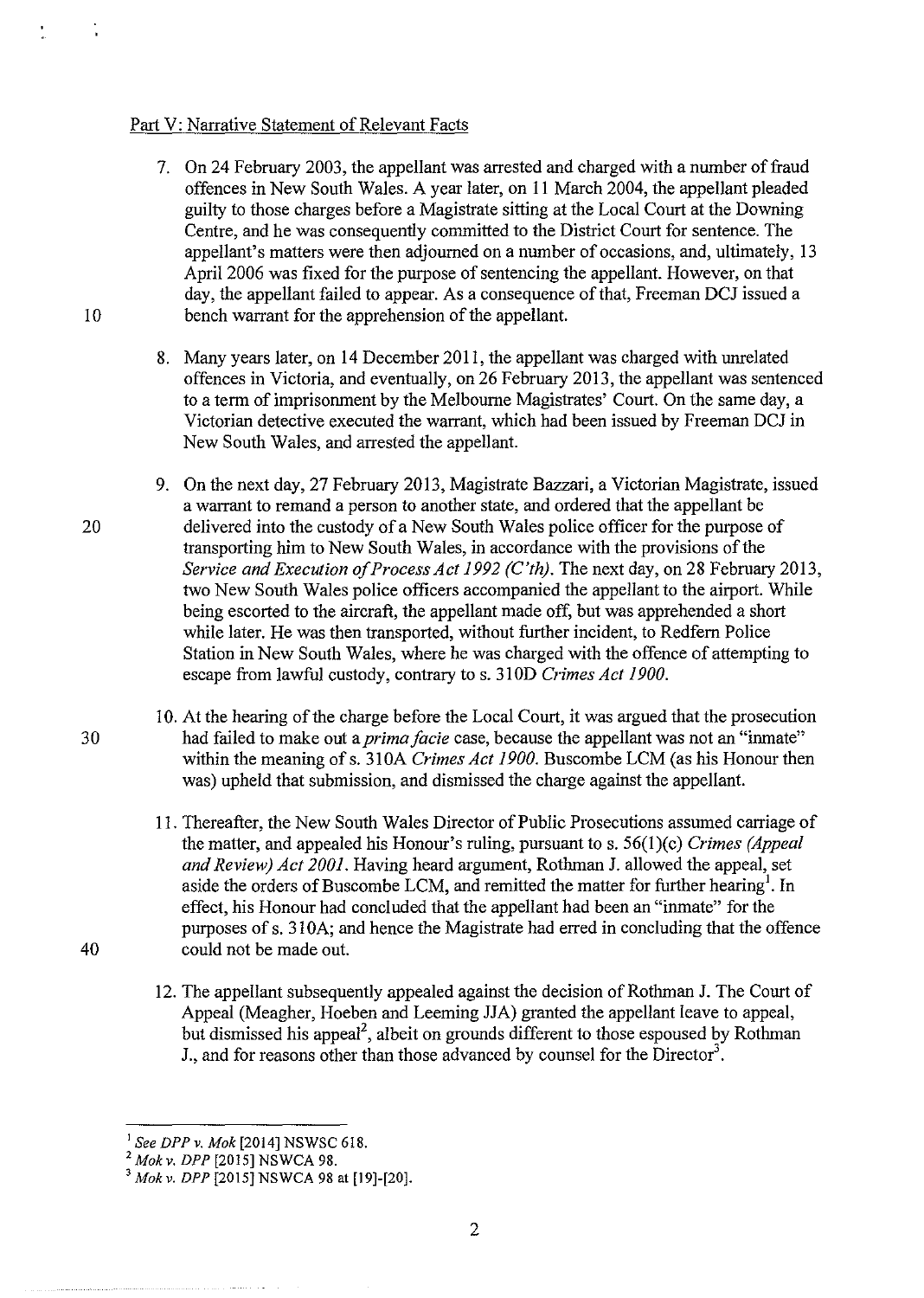Part V: Narrative Statement of Relevant Facts

7. On 24 February 2003, the appellant was arrested and charged with a number of fraud offences in New South Wales. A year later, on 11 March 2004, the appellant pleaded guilty to those charges before a Magistrate sitting at the Local Court at the Downing Centre, and he was consequently committed to the District Court for sentence. The appellant's matters were then adjourned on a number of occasions, and, ultimately, 13 April 2006 was fixed for the purpose of sentencing the appellant. However, on that day, the appellant failed to appear. As a consequence of that, Freeman DCJ issued a bench warrant for the apprehension of the appellant.

8. Many years later, on 14 December 2011, the appellant was charged with unrelated offences in Victoria, and eventually, on 26 February 2013, the appellant was sentenced to a term of imprisonment by the Melbourne Magistrates' Court. On the same day, a Victorian detective executed the warrant, which had been issued by Freeman DCJ in New South Wales, and arrested the appellant.

9. On the next day, 27 February 2013, Magistrate Bazzari, a Victorian Magistrate, issued a warrant to remand a person to another state, and ordered that the appellant be delivered into the custody of a New South Wales police officer for the purpose of transporting him to New South Wales, in accordance with the provisions of the *Service and Execution of Process Act 1992 (C'th)*. The next day, on 28 February 2013, two New South Wales police officers accompanied the appellant to the airport. While being escorted to the aircraft, the appellant made off, but was apprehended a short while later. He was then transported, without further incident, to Redfern Police Station in New South Wales, where he was charged with the offence of attempting to escape from lawful custody, contrary to s. 310D *Crimes Act 1900*.

10. At the hearing of the charge before the Local Court, it was argued that the prosecution had failed to make out a *prima facie* case, because the appellant was not an "inmate" within the meaning of s. 310A *Crimes Act 1900*. Buscombe LCM (as his Honour then was) upheld that submission, and dismissed the charge against the appellant.

11. Thereafter, the New South Wales Director of Public Prosecutions assumed carriage of the matter, and appealed his Honour's ruling, pursuant to s. 56(1)(c) *Crimes (Appeal and Review) Act 2001*. Having heard argument, Rothman J. allowed the appeal, set aside the orders of Buscombe LCM, and remitted the matter for further hearing[1]. In effect, his Honour had concluded that the appellant had been an "inmate" for the purposes of s. 310A; and hence the Magistrate had erred in concluding that the offence could not be made out.

12. The appellant subsequently appealed against the decision of Rothman J. The Court of Appeal (Meagher, Hoeben and Leeming JJA) granted the appellant leave to appeal, but dismissed his appeal[2], albeit on grounds different to those espoused by Rothman J., and for reasons other than those advanced by counsel for the Director[3].

---

[1] *See DPP v. Mok* [2014] NSWSC 618.

[2] *Mok v. DPP* [2015] NSWCA 98.

[3] *Mok v. DPP* [2015] NSWCA 98 at [19]-[20].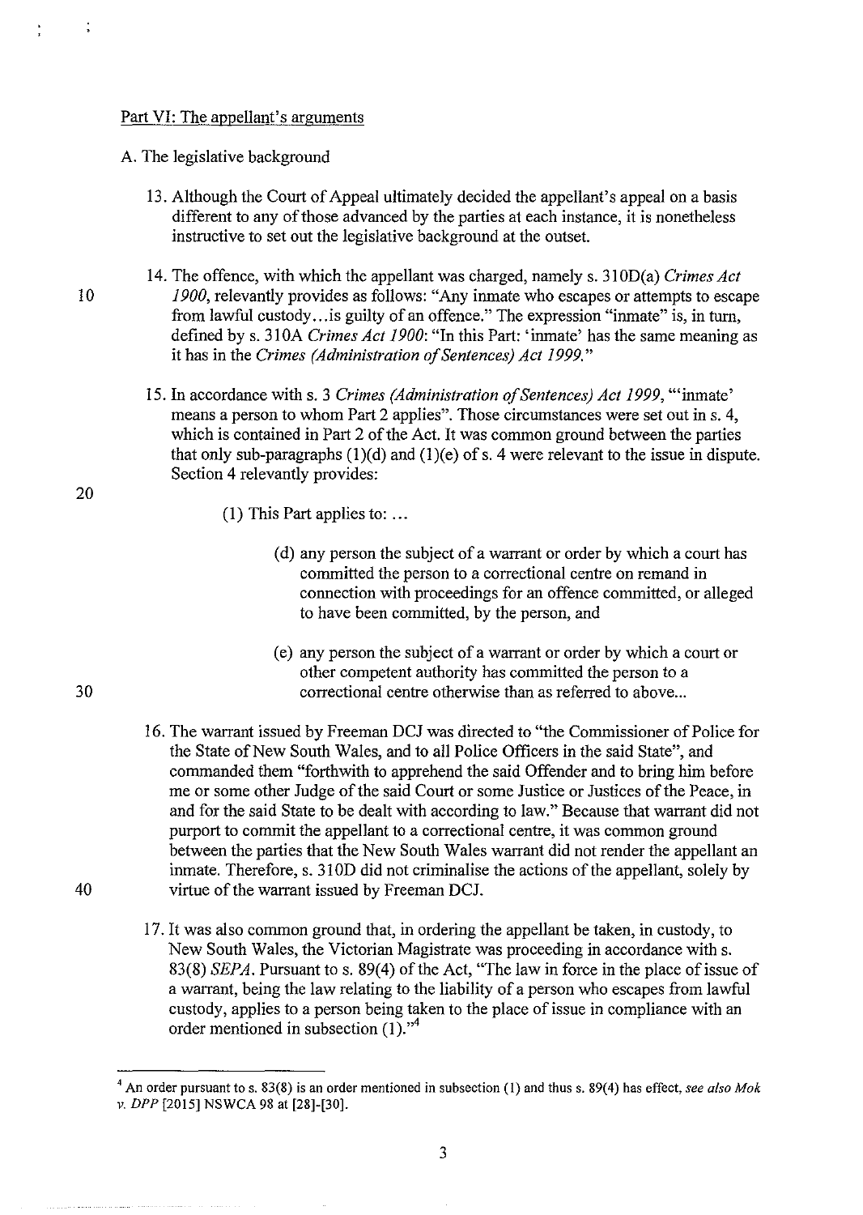Part VI: The appellant's arguments

A. The legislative background

13. Although the Court of Appeal ultimately decided the appellant's appeal on a basis different to any of those advanced by the parties at each instance, it is nonetheless instructive to set out the legislative background at the outset.

14. The offence, with which the appellant was charged, namely s. 310D(a) *Crimes Act 1900*, relevantly provides as follows: "Any inmate who escapes or attempts to escape from lawful custody…is guilty of an offence." The expression "inmate" is, in turn, defined by s. 310A *Crimes Act 1900*: "In this Part: 'inmate' has the same meaning as it has in the *Crimes (Administration of Sentences) Act 1999.*"

15. In accordance with s. 3 *Crimes (Administration of Sentences) Act 1999*, "'inmate' means a person to whom Part 2 applies". Those circumstances were set out in s. 4, which is contained in Part 2 of the Act. It was common ground between the parties that only sub-paragraphs (1)(d) and (1)(e) of s. 4 were relevant to the issue in dispute. Section 4 relevantly provides:

    (1) This Part applies to: …

    (d) any person the subject of a warrant or order by which a court has committed the person to a correctional centre on remand in connection with proceedings for an offence committed, or alleged to have been committed, by the person, and

    (e) any person the subject of a warrant or order by which a court or other competent authority has committed the person to a correctional centre otherwise than as referred to above...

16. The warrant issued by Freeman DCJ was directed to "the Commissioner of Police for the State of New South Wales, and to all Police Officers in the said State", and commanded them "forthwith to apprehend the said Offender and to bring him before me or some other Judge of the said Court or some Justice or Justices of the Peace, in and for the said State to be dealt with according to law." Because that warrant did not purport to commit the appellant to a correctional centre, it was common ground between the parties that the New South Wales warrant did not render the appellant an inmate. Therefore, s. 310D did not criminalise the actions of the appellant, solely by virtue of the warrant issued by Freeman DCJ.

17. It was also common ground that, in ordering the appellant be taken, in custody, to New South Wales, the Victorian Magistrate was proceeding in accordance with s. 83(8) *SEPA*. Pursuant to s. 89(4) of the Act, "The law in force in the place of issue of a warrant, being the law relating to the liability of a person who escapes from lawful custody, applies to a person being taken to the place of issue in compliance with an order mentioned in subsection (1)."[4]

---

[4] An order pursuant to s. 83(8) is an order mentioned in subsection (1) and thus s. 89(4) has effect, *see also Mok v. DPP* [2015] NSWCA 98 at [28]-[30].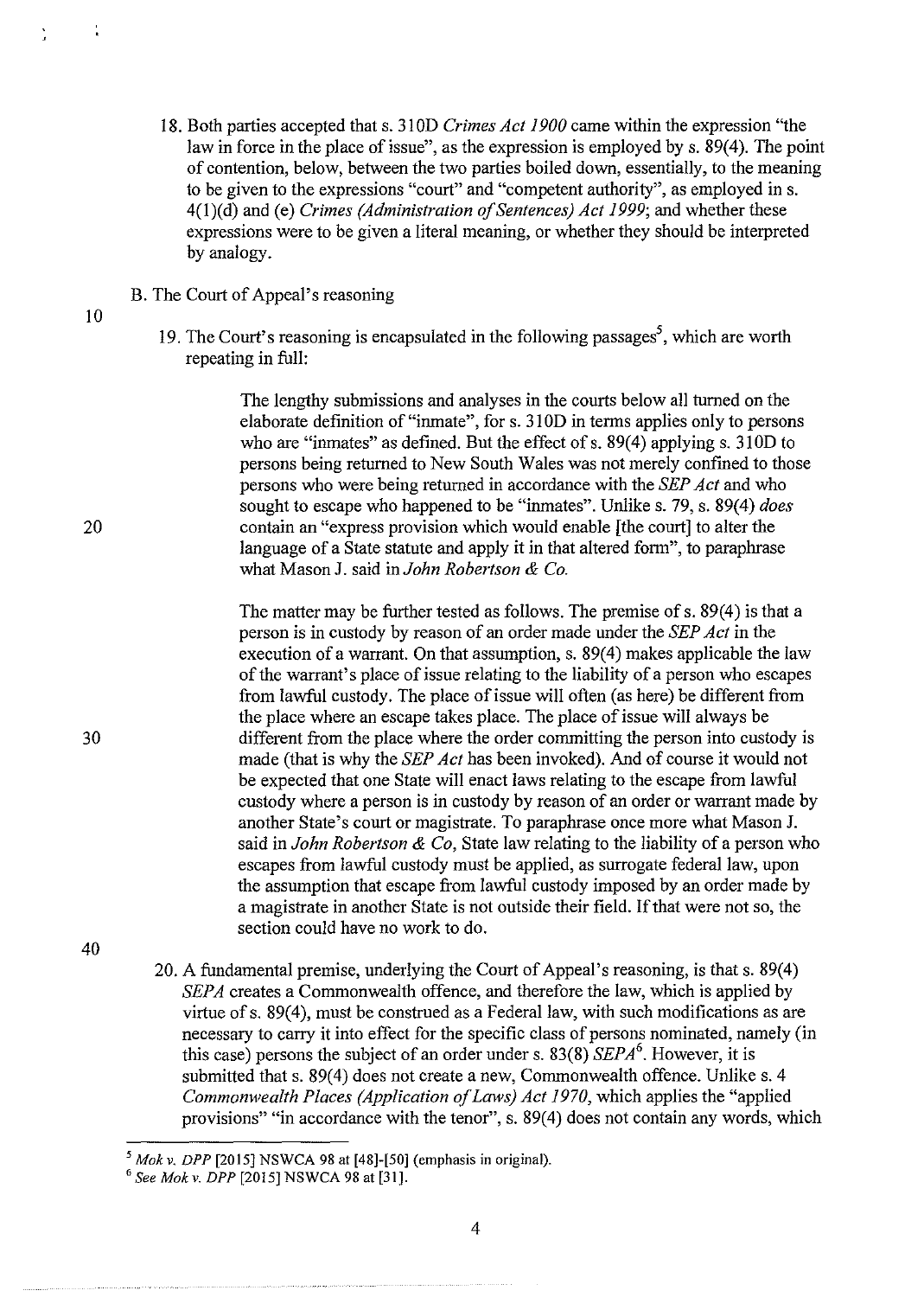18. Both parties accepted that s. 310D *Crimes Act 1900* came within the expression "the law in force in the place of issue", as the expression is employed by s. 89(4). The point of contention, below, between the two parties boiled down, essentially, to the meaning to be given to the expressions "court" and "competent authority", as employed in s. 4(1)(d) and (e) *Crimes (Administration of Sentences) Act 1999*; and whether these expressions were to be given a literal meaning, or whether they should be interpreted by analogy.

B. The Court of Appeal's reasoning

19. The Court's reasoning is encapsulated in the following passages[5], which are worth repeating in full:

> The lengthy submissions and analyses in the courts below all turned on the elaborate definition of "inmate", for s. 310D in terms applies only to persons who are "inmates" as defined. But the effect of s. 89(4) applying s. 310D to persons being returned to New South Wales was not merely confined to those persons who were being returned in accordance with the *SEP Act* and who sought to escape who happened to be "inmates". Unlike s. 79, s. 89(4) *does* contain an "express provision which would enable [the court] to alter the language of a State statute and apply it in that altered form", to paraphrase what Mason J. said in *John Robertson & Co.*
>
> The matter may be further tested as follows. The premise of s. 89(4) is that a person is in custody by reason of an order made under the *SEP Act* in the execution of a warrant. On that assumption, s. 89(4) makes applicable the law of the warrant's place of issue relating to the liability of a person who escapes from lawful custody. The place of issue will often (as here) be different from the place where an escape takes place. The place of issue will always be different from the place where the order committing the person into custody is made (that is why the *SEP Act* has been invoked). And of course it would not be expected that one State will enact laws relating to the escape from lawful custody where a person is in custody by reason of an order or warrant made by another State's court or magistrate. To paraphrase once more what Mason J. said in *John Robertson & Co*, State law relating to the liability of a person who escapes from lawful custody must be applied, as surrogate federal law, upon the assumption that escape from lawful custody imposed by an order made by a magistrate in another State is not outside their field. If that were not so, the section could have no work to do.

20. A fundamental premise, underlying the Court of Appeal's reasoning, is that s. 89(4) *SEPA* creates a Commonwealth offence, and therefore the law, which is applied by virtue of s. 89(4), must be construed as a Federal law, with such modifications as are necessary to carry it into effect for the specific class of persons nominated, namely (in this case) persons the subject of an order under s. 83(8) *SEPA*[6]. However, it is submitted that s. 89(4) does not create a new, Commonwealth offence. Unlike s. 4 *Commonwealth Places (Application of Laws) Act 1970*, which applies the "applied provisions" "in accordance with the tenor", s. 89(4) does not contain any words, which

---

[5] *Mok v. DPP* [2015] NSWCA 98 at [48]-[50] (emphasis in original).

[6] *See Mok v. DPP* [2015] NSWCA 98 at [31].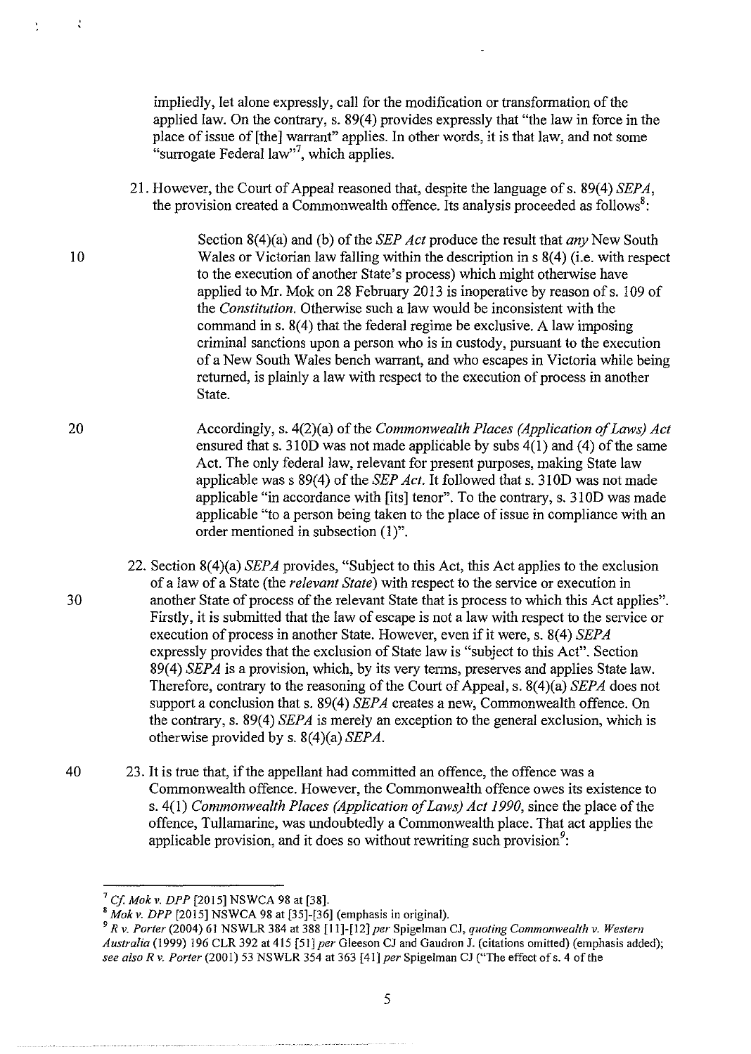impliedly, let alone expressly, call for the modification or transformation of the applied law. On the contrary, s. 89(4) provides expressly that "the law in force in the place of issue of [the] warrant" applies. In other words, it is that law, and not some "surrogate Federal law"[7], which applies.

21. However, the Court of Appeal reasoned that, despite the language of s. 89(4) *SEPA*, the provision created a Commonwealth offence. Its analysis proceeded as follows[8]:

> Section 8(4)(a) and (b) of the *SEP Act* produce the result that *any* New South Wales or Victorian law falling within the description in s 8(4) (i.e. with respect to the execution of another State's process) which might otherwise have applied to Mr. Mok on 28 February 2013 is inoperative by reason of s. 109 of the *Constitution*. Otherwise such a law would be inconsistent with the command in s. 8(4) that the federal regime be exclusive. A law imposing criminal sanctions upon a person who is in custody, pursuant to the execution of a New South Wales bench warrant, and who escapes in Victoria while being returned, is plainly a law with respect to the execution of process in another State.
>
> Accordingly, s. 4(2)(a) of the *Commonwealth Places (Application of Laws) Act* ensured that s. 310D was not made applicable by subs 4(1) and (4) of the same Act. The only federal law, relevant for present purposes, making State law applicable was s 89(4) of the *SEP Act*. It followed that s. 310D was not made applicable "in accordance with [its] tenor". To the contrary, s. 310D was made applicable "to a person being taken to the place of issue in compliance with an order mentioned in subsection (1)".

22. Section 8(4)(a) *SEPA* provides, "Subject to this Act, this Act applies to the exclusion of a law of a State (the *relevant State*) with respect to the service or execution in another State of process of the relevant State that is process to which this Act applies". Firstly, it is submitted that the law of escape is not a law with respect to the service or execution of process in another State. However, even if it were, s. 8(4) *SEPA* expressly provides that the exclusion of State law is "subject to this Act". Section 89(4) *SEPA* is a provision, which, by its very terms, preserves and applies State law. Therefore, contrary to the reasoning of the Court of Appeal, s. 8(4)(a) *SEPA* does not support a conclusion that s. 89(4) *SEPA* creates a new, Commonwealth offence. On the contrary, s. 89(4) *SEPA* is merely an exception to the general exclusion, which is otherwise provided by s. 8(4)(a) *SEPA*.

23. It is true that, if the appellant had committed an offence, the offence was a Commonwealth offence. However, the Commonwealth offence owes its existence to s. 4(1) *Commonwealth Places (Application of Laws) Act 1990*, since the place of the offence, Tullamarine, was undoubtedly a Commonwealth place. That act applies the applicable provision, and it does so without rewriting such provision[9]:

---

[7] *Cf. Mok v. DPP* [2015] NSWCA 98 at [38].

[8] *Mok v. DPP* [2015] NSWCA 98 at [35]-[36] (emphasis in original).

[9] *R v. Porter* (2004) 61 NSWLR 384 at 388 [11]-[12] *per* Spigelman CJ, *quoting Commonwealth v. Western Australia* (1999) 196 CLR 392 at 415 [51] *per* Gleeson CJ and Gaudron J. (citations omitted) (emphasis added); *see also R v. Porter* (2001) 53 NSWLR 354 at 363 [41] *per* Spigelman CJ ("The effect of s. 4 of the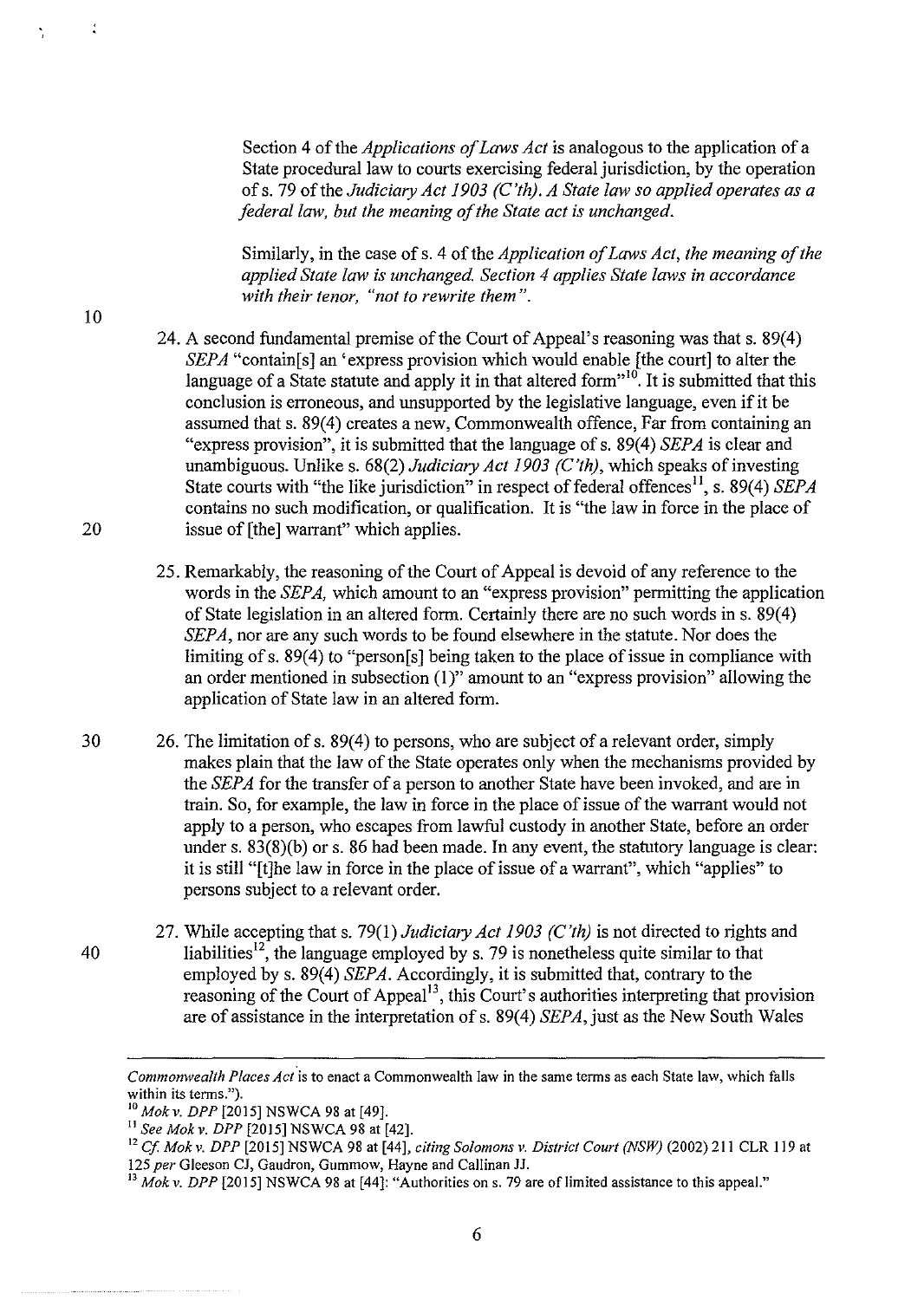> Section 4 of the *Applications of Laws Act* is analogous to the application of a State procedural law to courts exercising federal jurisdiction, by the operation of s. 79 of the *Judiciary Act 1903 (C'th). A State law so applied operates as a federal law, but the meaning of the State act is unchanged.*
>
> Similarly, in the case of s. 4 of the *Application of Laws Act, the meaning of the applied State law is unchanged. Section 4 applies State laws in accordance with their tenor, "not to rewrite them".*

24. A second fundamental premise of the Court of Appeal's reasoning was that s. 89(4) *SEPA* "contain[s] an 'express provision which would enable [the court] to alter the language of a State statute and apply it in that altered form"[10]. It is submitted that this conclusion is erroneous, and unsupported by the legislative language, even if it be assumed that s. 89(4) creates a new, Commonwealth offence, Far from containing an "express provision", it is submitted that the language of s. 89(4) *SEPA* is clear and unambiguous. Unlike s. 68(2) *Judiciary Act 1903 (C'th)*, which speaks of investing State courts with "the like jurisdiction" in respect of federal offences[11], s. 89(4) *SEPA* contains no such modification, or qualification. It is "the law in force in the place of issue of [the] warrant" which applies.

25. Remarkably, the reasoning of the Court of Appeal is devoid of any reference to the words in the *SEPA*, which amount to an "express provision" permitting the application of State legislation in an altered form. Certainly there are no such words in s. 89(4) *SEPA*, nor are any such words to be found elsewhere in the statute. Nor does the limiting of s. 89(4) to "person[s] being taken to the place of issue in compliance with an order mentioned in subsection (1)" amount to an "express provision" allowing the application of State law in an altered form.

26. The limitation of s. 89(4) to persons, who are subject of a relevant order, simply makes plain that the law of the State operates only when the mechanisms provided by the *SEPA* for the transfer of a person to another State have been invoked, and are in train. So, for example, the law in force in the place of issue of the warrant would not apply to a person, who escapes from lawful custody in another State, before an order under s. 83(8)(b) or s. 86 had been made. In any event, the statutory language is clear: it is still "[t]he law in force in the place of issue of a warrant", which "applies" to persons subject to a relevant order.

27. While accepting that s. 79(1) *Judiciary Act 1903 (C'th)* is not directed to rights and liabilities[12], the language employed by s. 79 is nonetheless quite similar to that employed by s. 89(4) *SEPA*. Accordingly, it is submitted that, contrary to the reasoning of the Court of Appeal[13], this Court's authorities interpreting that provision are of assistance in the interpretation of s. 89(4) *SEPA*, just as the New South Wales

---

*Commonwealth Places Act* is to enact a Commonwealth law in the same terms as each State law, which falls within its terms.").

[10] *Mok v. DPP* [2015] NSWCA 98 at [49].

[11] *See Mok v. DPP* [2015] NSWCA 98 at [42].

[12] *Cf. Mok v. DPP* [2015] NSWCA 98 at [44], *citing Solomons v. District Court (NSW)* (2002) 211 CLR 119 at 125 *per* Gleeson CJ, Gaudron, Gummow, Hayne and Callinan JJ.

[13] *Mok v. DPP* [2015] NSWCA 98 at [44]: "Authorities on s. 79 are of limited assistance to this appeal."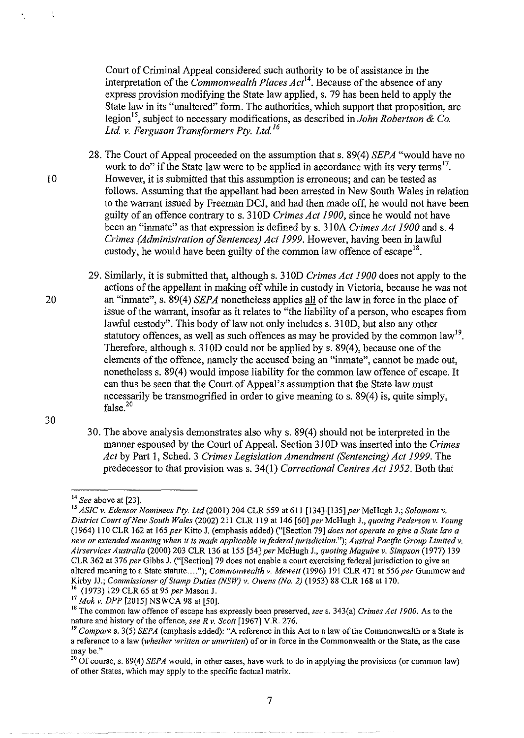Court of Criminal Appeal considered such authority to be of assistance in the interpretation of the *Commonwealth Places Act*[14]. Because of the absence of any express provision modifying the State law applied, s. 79 has been held to apply the State law in its "unaltered" form. The authorities, which support that proposition, are legion[15], subject to necessary modifications, as described in *John Robertson & Co. Ltd. v. Ferguson Transformers Pty. Ltd.*[16]

28. The Court of Appeal proceeded on the assumption that s. 89(4) *SEPA* "would have no work to do" if the State law were to be applied in accordance with its very terms[17]. However, it is submitted that this assumption is erroneous; and can be tested as follows. Assuming that the appellant had been arrested in New South Wales in relation to the warrant issued by Freeman DCJ, and had then made off, he would not have been guilty of an offence contrary to s. 310D *Crimes Act 1900*, since he would not have been an "inmate" as that expression is defined by s. 310A *Crimes Act 1900* and s. 4 *Crimes (Administration of Sentences) Act 1999*. However, having been in lawful custody, he would have been guilty of the common law offence of escape[18].

29. Similarly, it is submitted that, although s. 310D *Crimes Act 1900* does not apply to the actions of the appellant in making off while in custody in Victoria, because he was not an "inmate", s. 89(4) *SEPA* nonetheless applies all of the law in force in the place of issue of the warrant, insofar as it relates to "the liability of a person, who escapes from lawful custody". This body of law not only includes s. 310D, but also any other statutory offences, as well as such offences as may be provided by the common law[19]. Therefore, although s. 310D could not be applied by s. 89(4), because one of the elements of the offence, namely the accused being an "inmate", cannot be made out, nonetheless s. 89(4) would impose liability for the common law offence of escape. It can thus be seen that the Court of Appeal's assumption that the State law must necessarily be transmogrified in order to give meaning to s. 89(4) is, quite simply, false.[20]

30. The above analysis demonstrates also why s. 89(4) should not be interpreted in the manner espoused by the Court of Appeal. Section 310D was inserted into the *Crimes Act* by Part 1, Sched. 3 *Crimes Legislation Amendment (Sentencing) Act 1999*. The predecessor to that provision was s. 34(1) *Correctional Centres Act 1952*. Both that

---

[14] *See* above at [23].

[15] *ASIC v. Edensor Nominees Pty. Ltd* (2001) 204 CLR 559 at 611 [134]-[135] *per* McHugh J.; *Solomons v. District Court of New South Wales* (2002) 211 CLR 119 at 146 [60] *per* McHugh J., *quoting Pederson v. Young* (1964) 110 CLR 162 at 165 *per* Kitto J. (emphasis added) ("[Section 79] *does not operate to give a State law a new or extended meaning when it is made applicable in federal jurisdiction.*"); *Austral Pacific Group Limited v. Airservices Australia* (2000) 203 CLR 136 at 155 [54] *per* McHugh J., *quoting Maguire v. Simpson* (1977) 139 CLR 362 at 376 *per* Gibbs J. ("[Section] 79 does not enable a court exercising federal jurisdiction to give an altered meaning to a State statute...."); *Commonwealth v. Mewett* (1996) 191 CLR 471 at 556 *per* Gummow and Kirby JJ.; *Commissioner of Stamp Duties (NSW) v. Owens (No. 2)* (1953) 88 CLR 168 at 170.

[16] (1973) 129 CLR 65 at 95 *per* Mason J.

[17] *Mok v. DPP* [2015] NSWCA 98 at [50].

[18] The common law offence of escape has expressly been preserved, *see* s. 343(a) *Crimes Act 1900*. As to the nature and history of the offence, *see R v. Scott* [1967] V.R. 276.

[19] *Compare* s. 3(5) *SEPA* (emphasis added): "A reference in this Act to a law of the Commonwealth or a State is a reference to a law (*whether written or unwritten*) of or in force in the Commonwealth or the State, as the case may be."

[20] Of course, s. 89(4) *SEPA* would, in other cases, have work to do in applying the provisions (or common law) of other States, which may apply to the specific factual matrix.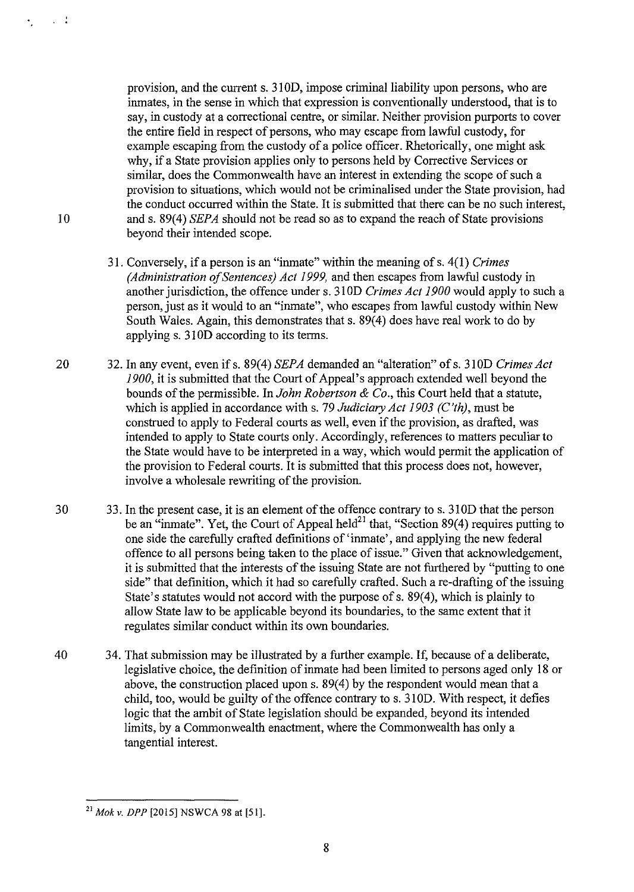provision, and the current s. 310D, impose criminal liability upon persons, who are inmates, in the sense in which that expression is conventionally understood, that is to say, in custody at a correctional centre, or similar. Neither provision purports to cover the entire field in respect of persons, who may escape from lawful custody, for example escaping from the custody of a police officer. Rhetorically, one might ask why, if a State provision applies only to persons held by Corrective Services or similar, does the Commonwealth have an interest in extending the scope of such a provision to situations, which would not be criminalised under the State provision, had the conduct occurred within the State. It is submitted that there can be no such interest, and s. 89(4) *SEPA* should not be read so as to expand the reach of State provisions beyond their intended scope.

31. Conversely, if a person is an "inmate" within the meaning of s. 4(1) *Crimes (Administration of Sentences) Act 1999,* and then escapes from lawful custody in another jurisdiction, the offence under s. 310D *Crimes Act 1900* would apply to such a person, just as it would to an "inmate", who escapes from lawful custody within New South Wales. Again, this demonstrates that s. 89(4) does have real work to do by applying s. 310D according to its terms.

32. In any event, even if s. 89(4) *SEPA* demanded an "alteration" of s. 310D *Crimes Act 1900*, it is submitted that the Court of Appeal's approach extended well beyond the bounds of the permissible. In *John Robertson & Co.*, this Court held that a statute, which is applied in accordance with s. 79 *Judiciary Act 1903 (C'th)*, must be construed to apply to Federal courts as well, even if the provision, as drafted, was intended to apply to State courts only. Accordingly, references to matters peculiar to the State would have to be interpreted in a way, which would permit the application of the provision to Federal courts. It is submitted that this process does not, however, involve a wholesale rewriting of the provision.

33. In the present case, it is an element of the offence contrary to s. 310D that the person be an "inmate". Yet, the Court of Appeal held[21] that, "Section 89(4) requires putting to one side the carefully crafted definitions of 'inmate', and applying the new federal offence to all persons being taken to the place of issue." Given that acknowledgement, it is submitted that the interests of the issuing State are not furthered by "putting to one side" that definition, which it had so carefully crafted. Such a re-drafting of the issuing State's statutes would not accord with the purpose of s. 89(4), which is plainly to allow State law to be applicable beyond its boundaries, to the same extent that it regulates similar conduct within its own boundaries.

34. That submission may be illustrated by a further example. If, because of a deliberate, legislative choice, the definition of inmate had been limited to persons aged only 18 or above, the construction placed upon s. 89(4) by the respondent would mean that a child, too, would be guilty of the offence contrary to s. 310D. With respect, it defies logic that the ambit of State legislation should be expanded, beyond its intended limits, by a Commonwealth enactment, where the Commonwealth has only a tangential interest.

---

[21] *Mok v. DPP* [2015] NSWCA 98 at [51].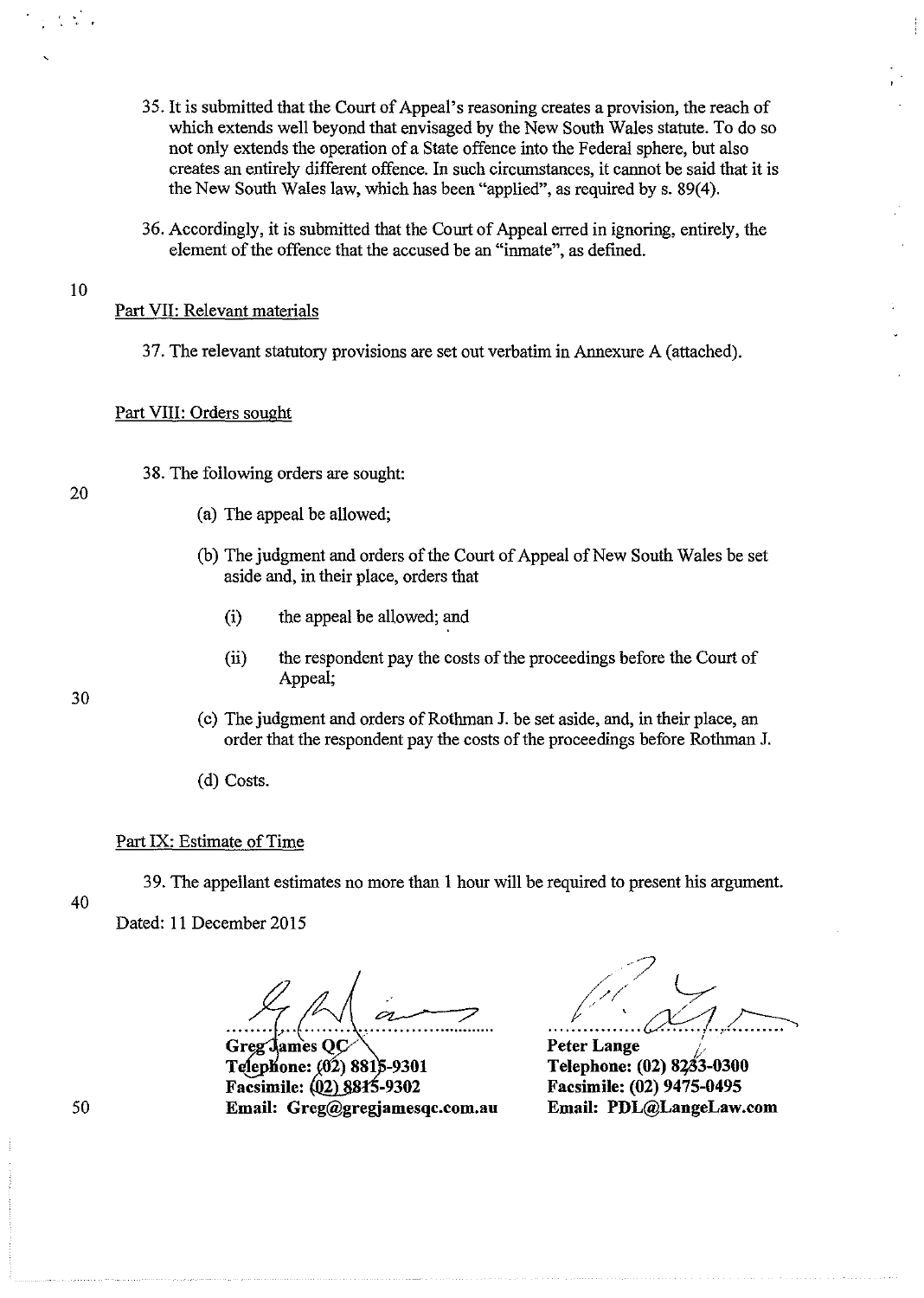35. It is submitted that the Court of Appeal's reasoning creates a provision, the reach of which extends well beyond that envisaged by the New South Wales statute. To do so not only extends the operation of a State offence into the Federal sphere, but also creates an entirely different offence. In such circumstances, it cannot be said that it is the New South Wales law, which has been "applied", as required by s. 89(4).

36. Accordingly, it is submitted that the Court of Appeal erred in ignoring, entirely, the element of the offence that the accused be an "inmate", as defined.

Part VII: Relevant materials

37. The relevant statutory provisions are set out verbatim in Annexure A (attached).

Part VIII: Orders sought

38. The following orders are sought:

(a) The appeal be allowed;

(b) The judgment and orders of the Court of Appeal of New South Wales be set aside and, in their place, orders that

(i) the appeal be allowed; and

(ii) the respondent pay the costs of the proceedings before the Court of Appeal;

(c) The judgment and orders of Rothman J. be set aside, and, in their place, an order that the respondent pay the costs of the proceedings before Rothman J.

(d) Costs.

Part IX: Estimate of Time

39. The appellant estimates no more than 1 hour will be required to present his argument.

Dated: 11 December 2015

**Greg James QC**
**Telephone: (02) 8815-9301**
**Facsimile: (02) 8815-9302**
**Email: Greg@gregjamesqc.com.au**

**Peter Lange**
**Telephone: (02) 8233-0300**
**Facsimile: (02) 9475-0495**
**Email: PDL@LangeLaw.com**